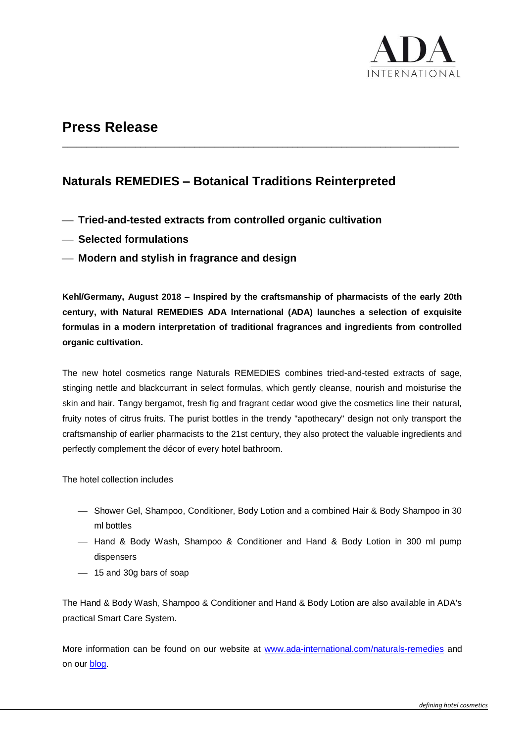# Press Release

## Naturals REMEDIES – Botanical Traditions Reinterpreted

- **Tried-and-tested extracts from controlled organic cultivation**
- **Selected formulations**
- **Modern and stylish in fragrance and design**

**Kehl/Germany, August 2018 – Inspired by the craftsmanship of pharmacists of the early 20th century, with Natural REMEDIES ADA International (ADA) launches a selection of exquisite formulas in a modern interpretation of traditional fragrances and ingredients from controlled organic cultivation.**

The new hotel cosmetics range Naturals REMEDIES combines tried-and-tested extracts of sage, stinging nettle and blackcurrant in select formulas, which gently cleanse, nourish and moisturise the skin and hair. Tangy bergamot, fresh fig and fragrant cedar wood give the cosmetics line their natural, fruity notes of citrus fruits. The purist bottles in the trendy "apothecary" design not only transport the craftsmanship of earlier pharmacists to the 21st century, they also protect the valuable ingredients and perfectly complement the décor of every hotel bathroom.

The hotel collection includes

- Shower Gel, Shampoo, Conditioner, Body Lotion and a combined Hair & Body Shampoo in 30 ml bottles
- Hand & Body Wash, Shampoo & Conditioner and Hand & Body Lotion in 300 ml pump dispensers
- 15 and 30g bars of soap

The Hand & Body Wash, Shampoo & Conditioner and Hand & Body Lotion are also available in ADA's practical Smart Care System.

More information can be found on our website at [www.ada-international.com/naturals-remedies](http://www.ada-international.com/naturals-remedies) and on our [blog](#).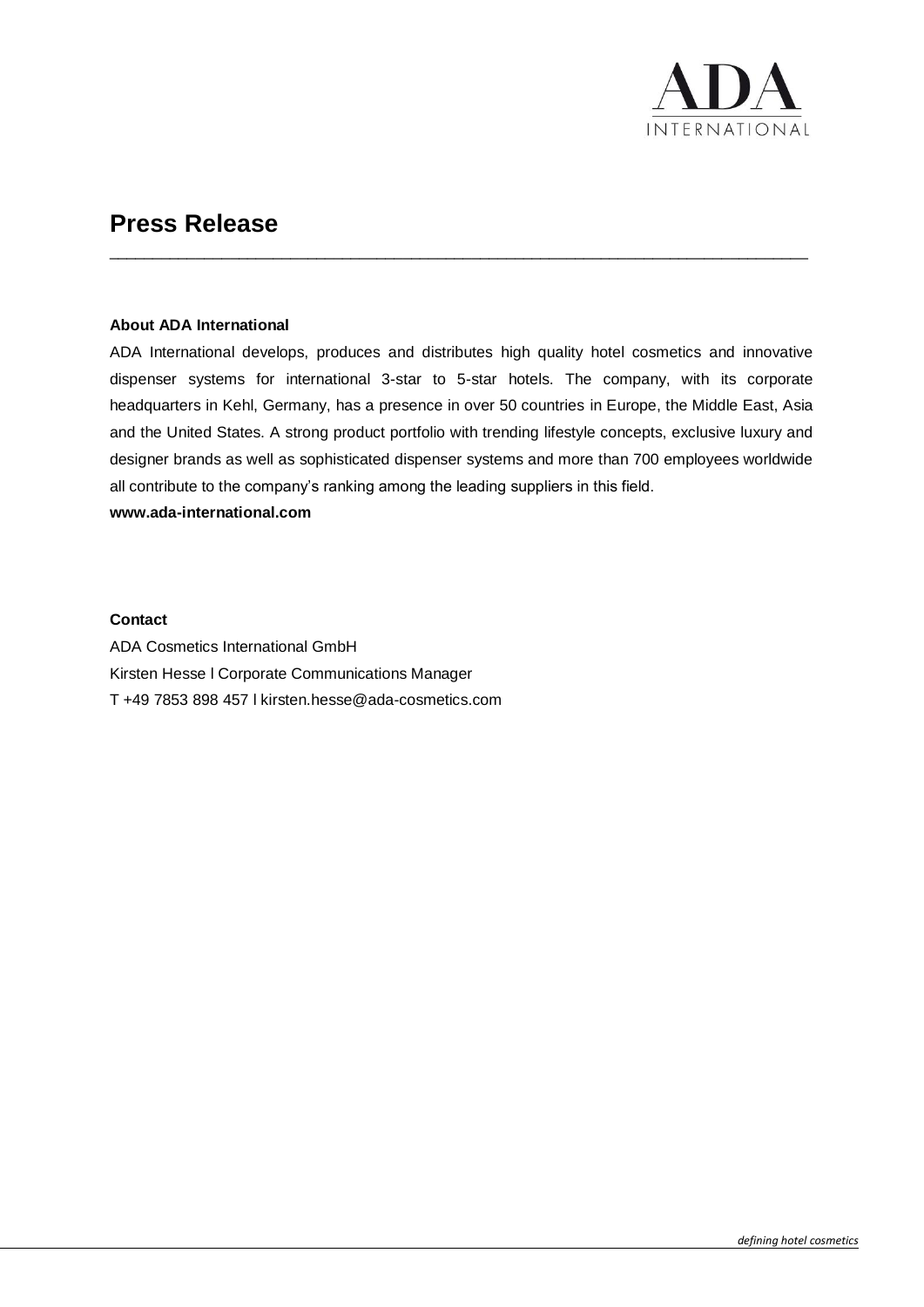# Press Release

**About ADA International**

ADA International develops, produces and distributes high quality hotel cosmetics and innovative dispenser systems for international 3-star to 5-star hotels. The company, with its corporate headquarters in Kehl, Germany, has a presence in over 50 countries in Europe, the Middle East, Asia and the United States. A strong product portfolio with trending lifestyle concepts, exclusive luxury and designer brands as well as sophisticated dispenser systems and more than 700 employees worldwide all contribute to the company's ranking among the leading suppliers in this field.

**www.ada-international.com**

**Contact**

ADA Cosmetics International GmbH

Kirsten Hesse l Corporate Communications Manager

T +49 7853 898 457 l kirsten.hesse@ada-cosmetics.com